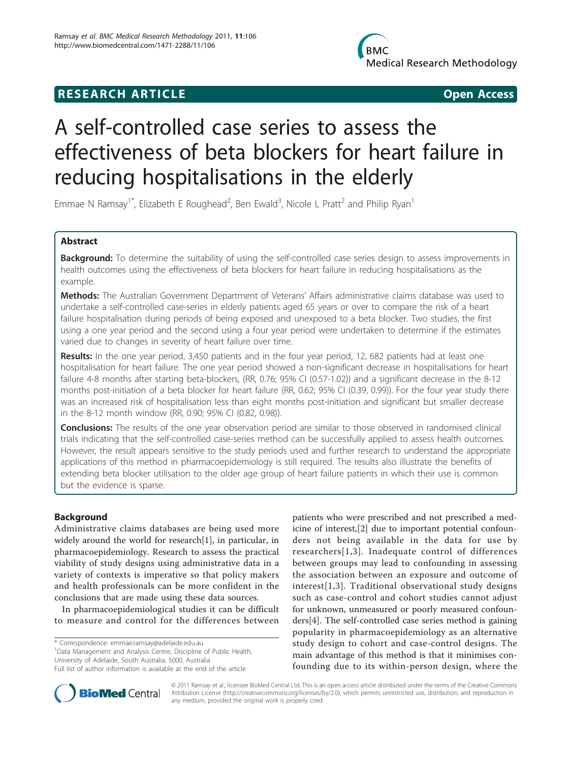**RESEARCH ARTICLE** **Open Access**

# A self-controlled case series to assess the effectiveness of beta blockers for heart failure in reducing hospitalisations in the elderly

Emmae N Ramsay[1*], Elizabeth E Roughead[2], Ben Ewald[3], Nicole L Pratt[2] and Philip Ryan[1]

## Abstract

**Background:** To determine the suitability of using the self-controlled case series design to assess improvements in health outcomes using the effectiveness of beta blockers for heart failure in reducing hospitalisations as the example.

**Methods:** The Australian Government Department of Veterans' Affairs administrative claims database was used to undertake a self-controlled case-series in elderly patients aged 65 years or over to compare the risk of a heart failure hospitalisation during periods of being exposed and unexposed to a beta blocker. Two studies, the first using a one year period and the second using a four year period were undertaken to determine if the estimates varied due to changes in severity of heart failure over time.

**Results:** In the one year period, 3,450 patients and in the four year period, 12, 682 patients had at least one hospitalisation for heart failure. The one year period showed a non-significant decrease in hospitalisations for heart failure 4-8 months after starting beta-blockers, (RR, 0.76; 95% CI (0.57-1.02)) and a significant decrease in the 8-12 months post-initiation of a beta blocker for heart failure (RR, 0.62; 95% CI (0.39, 0.99)). For the four year study there was an increased risk of hospitalisation less than eight months post-initiation and significant but smaller decrease in the 8-12 month window (RR, 0.90; 95% CI (0.82, 0.98)).

**Conclusions:** The results of the one year observation period are similar to those observed in randomised clinical trials indicating that the self-controlled case-series method can be successfully applied to assess health outcomes. However, the result appears sensitive to the study periods used and further research to understand the appropriate applications of this method in pharmacoepidemiology is still required. The results also illustrate the benefits of extending beta blocker utilisation to the older age group of heart failure patients in which their use is common but the evidence is sparse.

## Background

Administrative claims databases are being used more widely around the world for research[1], in particular, in pharmacoepidemiology. Research to assess the practical viability of study designs using administrative data in a variety of contexts is imperative so that policy makers and health professionals can be more confident in the conclusions that are made using these data sources.

In pharmacoepidemiological studies it can be difficult to measure and control for the differences between patients who were prescribed and not prescribed a medicine of interest,[2] due to important potential confounders not being available in the data for use by researchers[1,3]. Inadequate control of differences between groups may lead to confounding in assessing the association between an exposure and outcome of interest[1,3]. Traditional observational study designs such as case-control and cohort studies cannot adjust for unknown, unmeasured or poorly measured confounders[4]. The self-controlled case series method is gaining popularity in pharmacoepidemiology as an alternative study design to cohort and case-control designs. The main advantage of this method is that it minimises confounding due to its within-person design, where the

* Correspondence: emmae.ramsay@adelaide.edu.au
[1]Data Management and Analysis Centre, Discipline of Public Health, University of Adelaide, South Australia, 5000, Australia
Full list of author information is available at the end of the article

© 2011 Ramsay et al; licensee BioMed Central Ltd. This is an open access article distributed under the terms of the Creative Commons Attribution License (http://creativecommons.org/licenses/by/2.0), which permits unrestricted use, distribution, and reproduction in any medium, provided the original work is properly cited.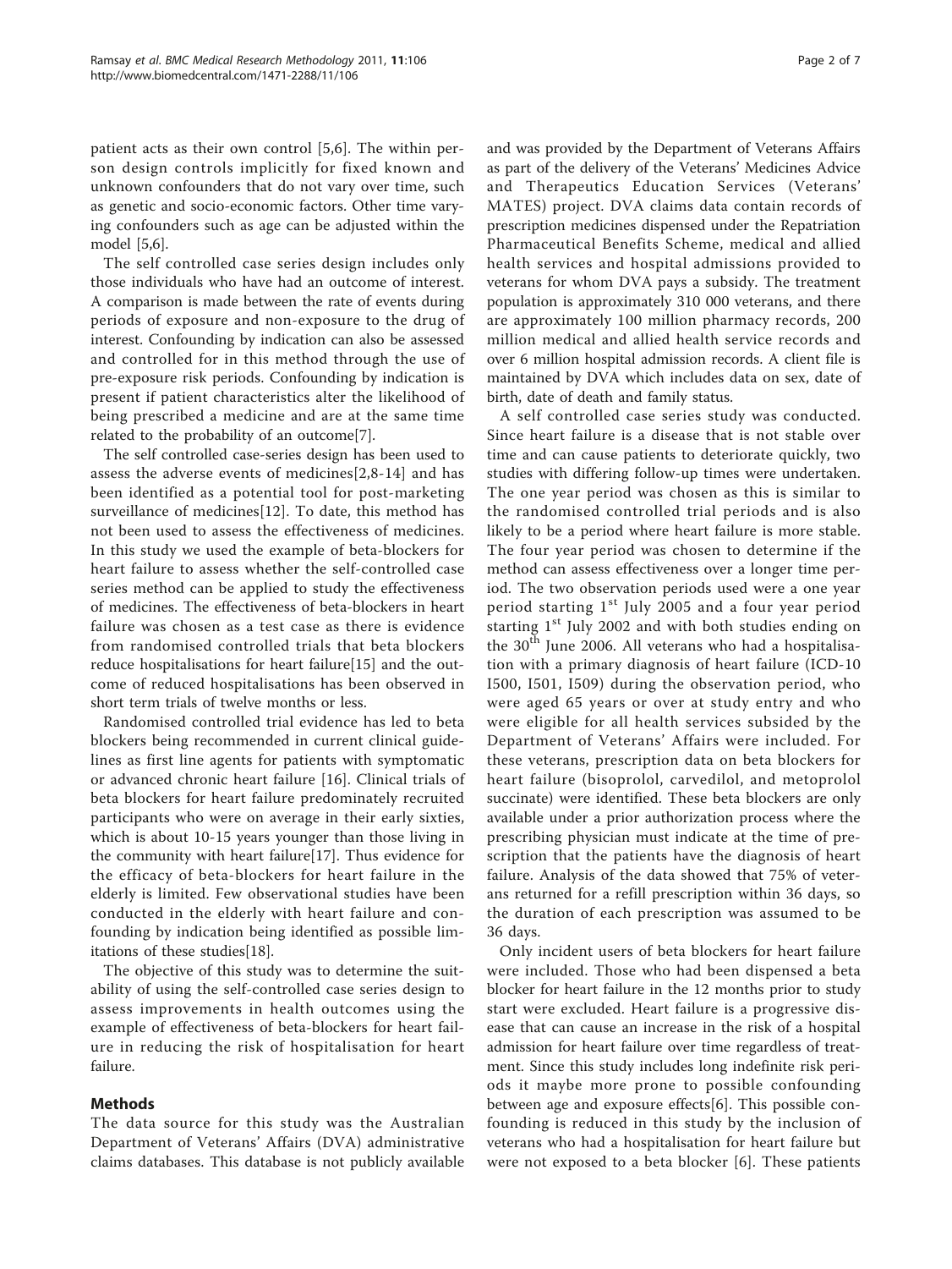patient acts as their own control [5,6]. The within person design controls implicitly for fixed known and unknown confounders that do not vary over time, such as genetic and socio-economic factors. Other time varying confounders such as age can be adjusted within the model [5,6].

The self controlled case series design includes only those individuals who have had an outcome of interest. A comparison is made between the rate of events during periods of exposure and non-exposure to the drug of interest. Confounding by indication can also be assessed and controlled for in this method through the use of pre-exposure risk periods. Confounding by indication is present if patient characteristics alter the likelihood of being prescribed a medicine and are at the same time related to the probability of an outcome[7].

The self controlled case-series design has been used to assess the adverse events of medicines[2,8-14] and has been identified as a potential tool for post-marketing surveillance of medicines[12]. To date, this method has not been used to assess the effectiveness of medicines. In this study we used the example of beta-blockers for heart failure to assess whether the self-controlled case series method can be applied to study the effectiveness of medicines. The effectiveness of beta-blockers in heart failure was chosen as a test case as there is evidence from randomised controlled trials that beta blockers reduce hospitalisations for heart failure[15] and the outcome of reduced hospitalisations has been observed in short term trials of twelve months or less.

Randomised controlled trial evidence has led to beta blockers being recommended in current clinical guidelines as first line agents for patients with symptomatic or advanced chronic heart failure [16]. Clinical trials of beta blockers for heart failure predominately recruited participants who were on average in their early sixties, which is about 10-15 years younger than those living in the community with heart failure[17]. Thus evidence for the efficacy of beta-blockers for heart failure in the elderly is limited. Few observational studies have been conducted in the elderly with heart failure and confounding by indication being identified as possible limitations of these studies[18].

The objective of this study was to determine the suitability of using the self-controlled case series design to assess improvements in health outcomes using the example of effectiveness of beta-blockers for heart failure in reducing the risk of hospitalisation for heart failure.

## Methods

The data source for this study was the Australian Department of Veterans' Affairs (DVA) administrative claims databases. This database is not publicly available and was provided by the Department of Veterans Affairs as part of the delivery of the Veterans' Medicines Advice and Therapeutics Education Services (Veterans' MATES) project. DVA claims data contain records of prescription medicines dispensed under the Repatriation Pharmaceutical Benefits Scheme, medical and allied health services and hospital admissions provided to veterans for whom DVA pays a subsidy. The treatment population is approximately 310 000 veterans, and there are approximately 100 million pharmacy records, 200 million medical and allied health service records and over 6 million hospital admission records. A client file is maintained by DVA which includes data on sex, date of birth, date of death and family status.

A self controlled case series study was conducted. Since heart failure is a disease that is not stable over time and can cause patients to deteriorate quickly, two studies with differing follow-up times were undertaken. The one year period was chosen as this is similar to the randomised controlled trial periods and is also likely to be a period where heart failure is more stable. The four year period was chosen to determine if the method can assess effectiveness over a longer time period. The two observation periods used were a one year period starting 1st July 2005 and a four year period starting 1st July 2002 and with both studies ending on the 30th June 2006. All veterans who had a hospitalisation with a primary diagnosis of heart failure (ICD-10 I500, I501, I509) during the observation period, who were aged 65 years or over at study entry and who were eligible for all health services subsided by the Department of Veterans' Affairs were included. For these veterans, prescription data on beta blockers for heart failure (bisoprolol, carvedilol, and metoprolol succinate) were identified. These beta blockers are only available under a prior authorization process where the prescribing physician must indicate at the time of prescription that the patients have the diagnosis of heart failure. Analysis of the data showed that 75% of veterans returned for a refill prescription within 36 days, so the duration of each prescription was assumed to be 36 days.

Only incident users of beta blockers for heart failure were included. Those who had been dispensed a beta blocker for heart failure in the 12 months prior to study start were excluded. Heart failure is a progressive disease that can cause an increase in the risk of a hospital admission for heart failure over time regardless of treatment. Since this study includes long indefinite risk periods it maybe more prone to possible confounding between age and exposure effects[6]. This possible confounding is reduced in this study by the inclusion of veterans who had a hospitalisation for heart failure but were not exposed to a beta blocker [6]. These patients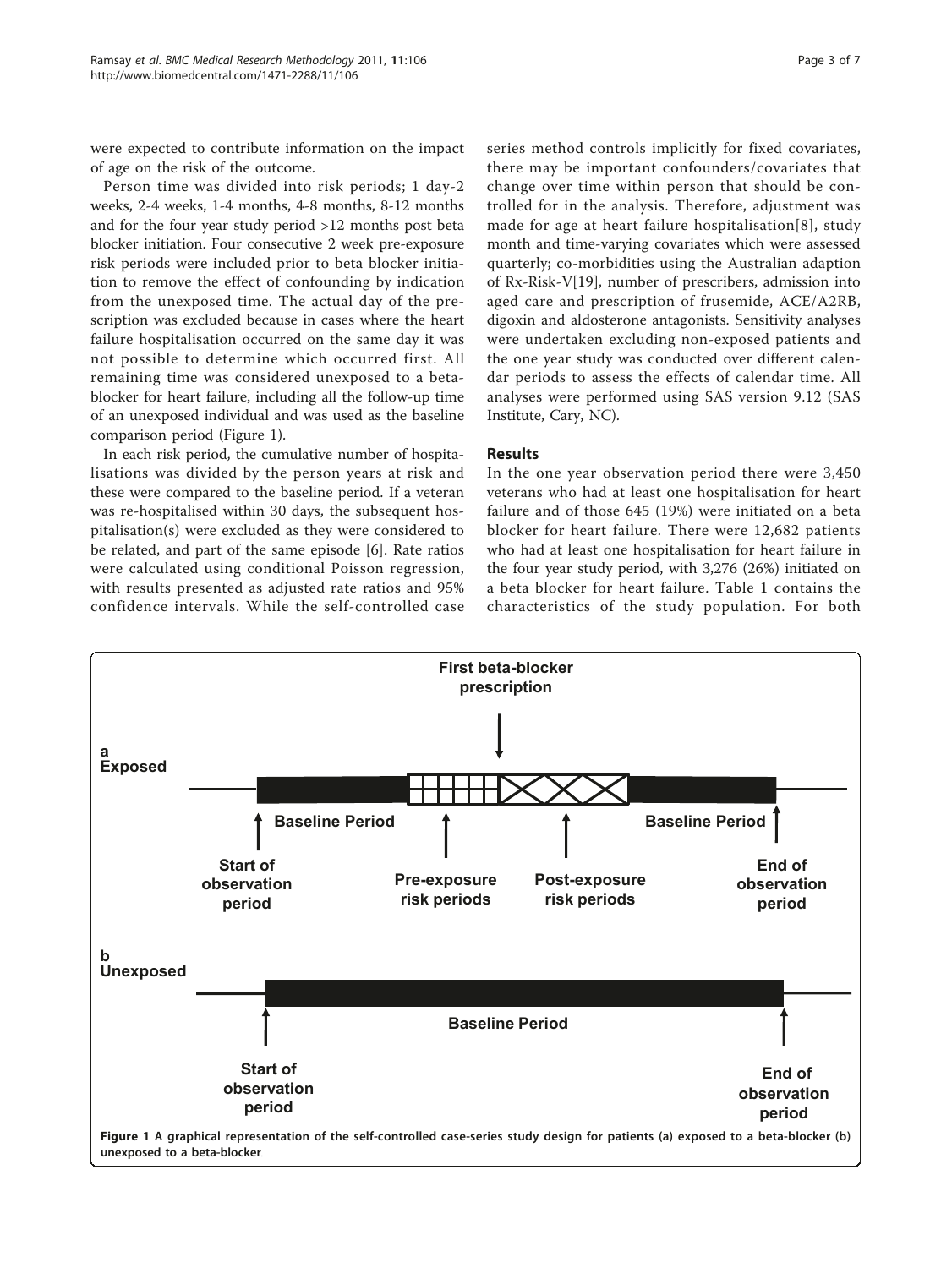were expected to contribute information on the impact of age on the risk of the outcome.

Person time was divided into risk periods; 1 day-2 weeks, 2-4 weeks, 1-4 months, 4-8 months, 8-12 months and for the four year study period >12 months post beta blocker initiation. Four consecutive 2 week pre-exposure risk periods were included prior to beta blocker initiation to remove the effect of confounding by indication from the unexposed time. The actual day of the prescription was excluded because in cases where the heart failure hospitalisation occurred on the same day it was not possible to determine which occurred first. All remaining time was considered unexposed to a beta-blocker for heart failure, including all the follow-up time of an unexposed individual and was used as the baseline comparison period (Figure 1).

In each risk period, the cumulative number of hospitalisations was divided by the person years at risk and these were compared to the baseline period. If a veteran was re-hospitalised within 30 days, the subsequent hospitalisation(s) were excluded as they were considered to be related, and part of the same episode [6]. Rate ratios were calculated using conditional Poisson regression, with results presented as adjusted rate ratios and 95% confidence intervals. While the self-controlled case series method controls implicitly for fixed covariates, there may be important confounders/covariates that change over time within person that should be controlled for in the analysis. Therefore, adjustment was made for age at heart failure hospitalisation[8], study month and time-varying covariates which were assessed quarterly; co-morbidities using the Australian adaption of Rx-Risk-V[19], number of prescribers, admission into aged care and prescription of frusemide, ACE/A2RB, digoxin and aldosterone antagonists. Sensitivity analyses were undertaken excluding non-exposed patients and the one year study was conducted over different calendar periods to assess the effects of calendar time. All analyses were performed using SAS version 9.12 (SAS Institute, Cary, NC).

## Results

In the one year observation period there were 3,450 veterans who had at least one hospitalisation for heart failure and of those 645 (19%) were initiated on a beta blocker for heart failure. There were 12,682 patients who had at least one hospitalisation for heart failure in the four year study period, with 3,276 (26%) initiated on a beta blocker for heart failure. Table 1 contains the characteristics of the study population. For both

**Figure 1 A graphical representation of the self-controlled case-series study design for patients (a) exposed to a beta-blocker (b) unexposed to a beta-blocker.**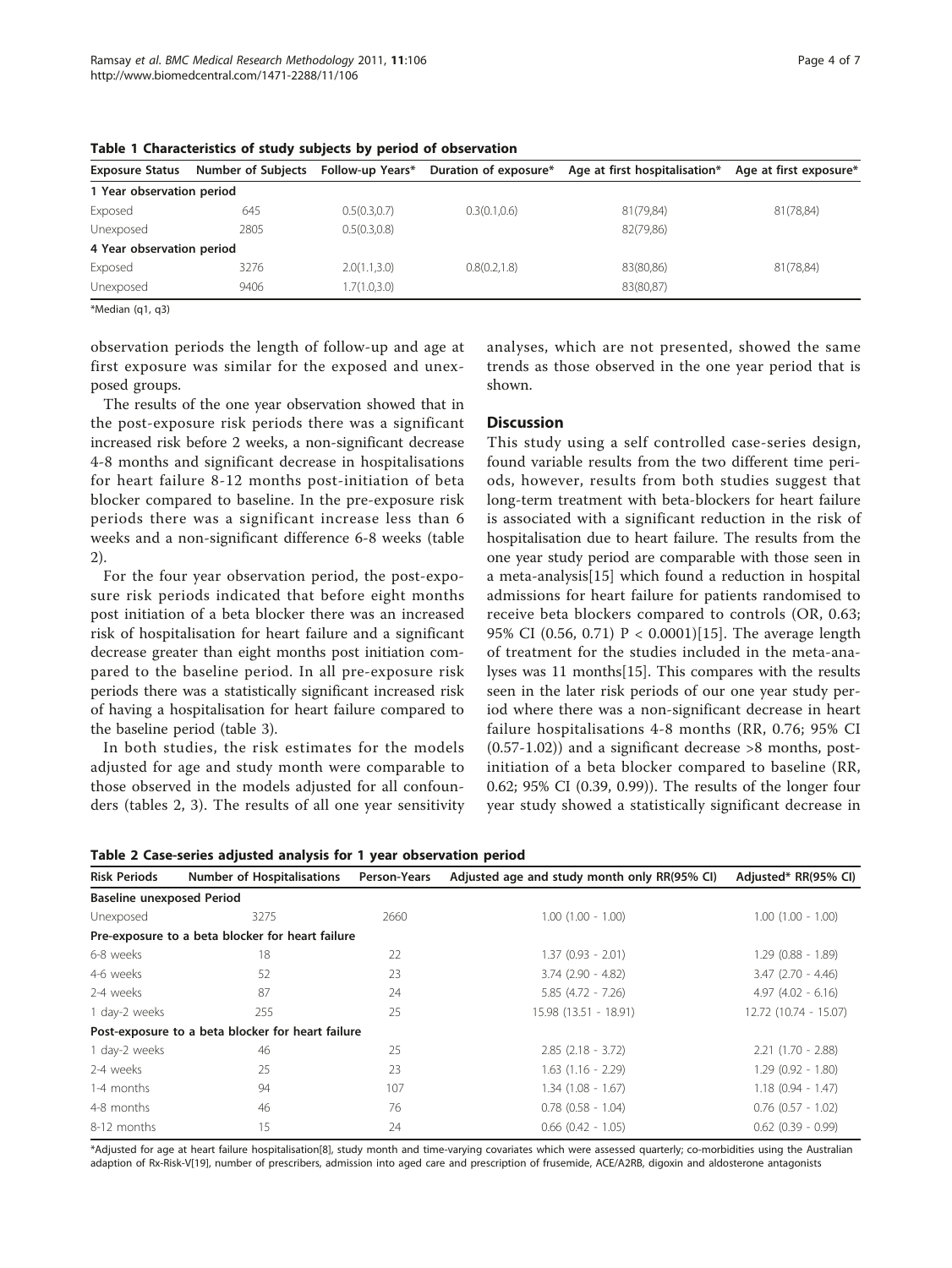**Table 1 Characteristics of study subjects by period of observation**

| Exposure Status | Number of Subjects | Follow-up Years* | Duration of exposure* | Age at first hospitalisation* | Age at first exposure* |
|---|---|---|---|---|---|
| **1 Year observation period** | | | | | |
| Exposed | 645 | 0.5(0.3,0.7) | 0.3(0.1,0.6) | 81(79,84) | 81(78,84) |
| Unexposed | 2805 | 0.5(0.3,0.8) | | 82(79,86) | |
| **4 Year observation period** | | | | | |
| Exposed | 3276 | 2.0(1.1,3.0) | 0.8(0.2,1.8) | 83(80,86) | 81(78,84) |
| Unexposed | 9406 | 1.7(1.0,3.0) | | 83(80,87) | |

*Median (q1, q3)

observation periods the length of follow-up and age at first exposure was similar for the exposed and unexposed groups.

The results of the one year observation showed that in the post-exposure risk periods there was a significant increased risk before 2 weeks, a non-significant decrease 4-8 months and significant decrease in hospitalisations for heart failure 8-12 months post-initiation of beta blocker compared to baseline. In the pre-exposure risk periods there was a significant increase less than 6 weeks and a non-significant difference 6-8 weeks (table 2).

For the four year observation period, the post-exposure risk periods indicated that before eight months post initiation of a beta blocker there was an increased risk of hospitalisation for heart failure and a significant decrease greater than eight months post initiation compared to the baseline period. In all pre-exposure risk periods there was a statistically significant increased risk of having a hospitalisation for heart failure compared to the baseline period (table 3).

In both studies, the risk estimates for the models adjusted for age and study month were comparable to those observed in the models adjusted for all confounders (tables 2, 3). The results of all one year sensitivity analyses, which are not presented, showed the same trends as those observed in the one year period that is shown.

## Discussion

This study using a self controlled case-series design, found variable results from the two different time periods, however, results from both studies suggest that long-term treatment with beta-blockers for heart failure is associated with a significant reduction in the risk of hospitalisation due to heart failure. The results from the one year study period are comparable with those seen in a meta-analysis[15] which found a reduction in hospital admissions for heart failure for patients randomised to receive beta blockers compared to controls (OR, 0.63; 95% CI (0.56, 0.71) P < 0.0001)[15]. The average length of treatment for the studies included in the meta-analyses was 11 months[15]. This compares with the results seen in the later risk periods of our one year study period where there was a non-significant decrease in heart failure hospitalisations 4-8 months (RR, 0.76; 95% CI (0.57-1.02)) and a significant decrease >8 months, post-initiation of a beta blocker compared to baseline (RR, 0.62; 95% CI (0.39, 0.99)). The results of the longer four year study showed a statistically significant decrease in

**Table 2 Case-series adjusted analysis for 1 year observation period**

| Risk Periods | Number of Hospitalisations | Person-Years | Adjusted age and study month only RR(95% CI) | Adjusted* RR(95% CI) |
|---|---|---|---|---|
| **Baseline unexposed Period** | | | | |
| Unexposed | 3275 | 2660 | 1.00 (1.00 - 1.00) | 1.00 (1.00 - 1.00) |
| **Pre-exposure to a beta blocker for heart failure** | | | | |
| 6-8 weeks | 18 | 22 | 1.37 (0.93 - 2.01) | 1.29 (0.88 - 1.89) |
| 4-6 weeks | 52 | 23 | 3.74 (2.90 - 4.82) | 3.47 (2.70 - 4.46) |
| 2-4 weeks | 87 | 24 | 5.85 (4.72 - 7.26) | 4.97 (4.02 - 6.16) |
| 1 day-2 weeks | 255 | 25 | 15.98 (13.51 - 18.91) | 12.72 (10.74 - 15.07) |
| **Post-exposure to a beta blocker for heart failure** | | | | |
| 1 day-2 weeks | 46 | 25 | 2.85 (2.18 - 3.72) | 2.21 (1.70 - 2.88) |
| 2-4 weeks | 25 | 23 | 1.63 (1.16 - 2.29) | 1.29 (0.92 - 1.80) |
| 1-4 months | 94 | 107 | 1.34 (1.08 - 1.67) | 1.18 (0.94 - 1.47) |
| 4-8 months | 46 | 76 | 0.78 (0.58 - 1.04) | 0.76 (0.57 - 1.02) |
| 8-12 months | 15 | 24 | 0.66 (0.42 - 1.05) | 0.62 (0.39 - 0.99) |

*Adjusted for age at heart failure hospitalisation[8], study month and time-varying covariates which were assessed quarterly; co-morbidities using the Australian adaption of Rx-Risk-V[19], number of prescribers, admission into aged care and prescription of frusemide, ACE/A2RB, digoxin and aldosterone antagonists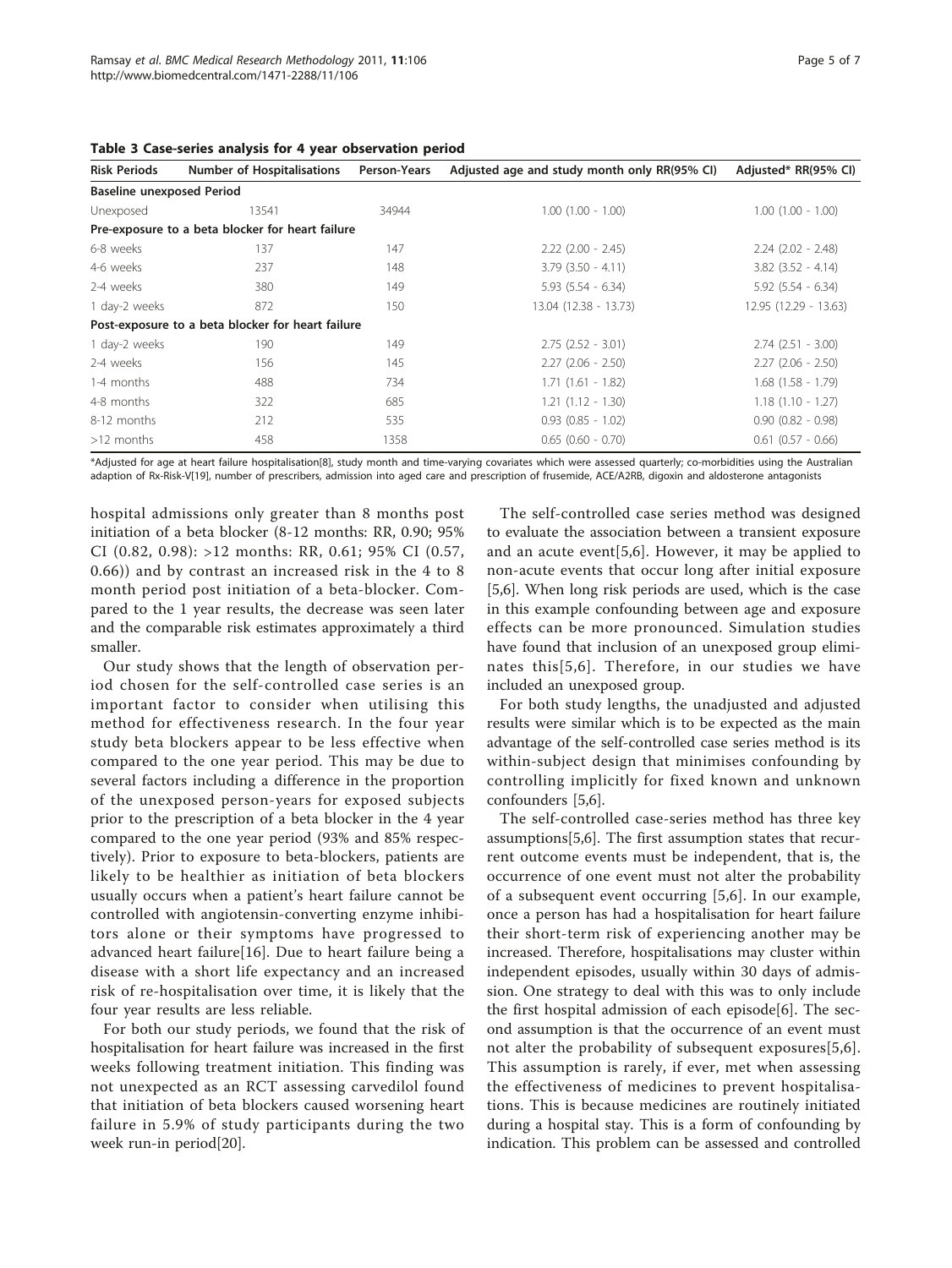**Table 3 Case-series analysis for 4 year observation period**

| Risk Periods | Number of Hospitalisations | Person-Years | Adjusted age and study month only RR(95% CI) | Adjusted* RR(95% CI) |
|---|---|---|---|---|
| **Baseline unexposed Period** | | | | |
| Unexposed | 13541 | 34944 | 1.00 (1.00 - 1.00) | 1.00 (1.00 - 1.00) |
| **Pre-exposure to a beta blocker for heart failure** | | | | |
| 6-8 weeks | 137 | 147 | 2.22 (2.00 - 2.45) | 2.24 (2.02 - 2.48) |
| 4-6 weeks | 237 | 148 | 3.79 (3.50 - 4.11) | 3.82 (3.52 - 4.14) |
| 2-4 weeks | 380 | 149 | 5.93 (5.54 - 6.34) | 5.92 (5.54 - 6.34) |
| 1 day-2 weeks | 872 | 150 | 13.04 (12.38 - 13.73) | 12.95 (12.29 - 13.63) |
| **Post-exposure to a beta blocker for heart failure** | | | | |
| 1 day-2 weeks | 190 | 149 | 2.75 (2.52 - 3.01) | 2.74 (2.51 - 3.00) |
| 2-4 weeks | 156 | 145 | 2.27 (2.06 - 2.50) | 2.27 (2.06 - 2.50) |
| 1-4 months | 488 | 734 | 1.71 (1.61 - 1.82) | 1.68 (1.58 - 1.79) |
| 4-8 months | 322 | 685 | 1.21 (1.12 - 1.30) | 1.18 (1.10 - 1.27) |
| 8-12 months | 212 | 535 | 0.93 (0.85 - 1.02) | 0.90 (0.82 - 0.98) |
| >12 months | 458 | 1358 | 0.65 (0.60 - 0.70) | 0.61 (0.57 - 0.66) |

*Adjusted for age at heart failure hospitalisation[8], study month and time-varying covariates which were assessed quarterly; co-morbidities using the Australian adaption of Rx-Risk-V[19], number of prescribers, admission into aged care and prescription of frusemide, ACE/A2RB, digoxin and aldosterone antagonists

hospital admissions only greater than 8 months post initiation of a beta blocker (8-12 months: RR, 0.90; 95% CI (0.82, 0.98): >12 months: RR, 0.61; 95% CI (0.57, 0.66)) and by contrast an increased risk in the 4 to 8 month period post initiation of a beta-blocker. Compared to the 1 year results, the decrease was seen later and the comparable risk estimates approximately a third smaller.

Our study shows that the length of observation period chosen for the self-controlled case series is an important factor to consider when utilising this method for effectiveness research. In the four year study beta blockers appear to be less effective when compared to the one year period. This may be due to several factors including a difference in the proportion of the unexposed person-years for exposed subjects prior to the prescription of a beta blocker in the 4 year compared to the one year period (93% and 85% respectively). Prior to exposure to beta-blockers, patients are likely to be healthier as initiation of beta blockers usually occurs when a patient's heart failure cannot be controlled with angiotensin-converting enzyme inhibitors alone or their symptoms have progressed to advanced heart failure[16]. Due to heart failure being a disease with a short life expectancy and an increased risk of re-hospitalisation over time, it is likely that the four year results are less reliable.

For both our study periods, we found that the risk of hospitalisation for heart failure was increased in the first weeks following treatment initiation. This finding was not unexpected as an RCT assessing carvedilol found that initiation of beta blockers caused worsening heart failure in 5.9% of study participants during the two week run-in period[20].

The self-controlled case series method was designed to evaluate the association between a transient exposure and an acute event[5,6]. However, it may be applied to non-acute events that occur long after initial exposure [5,6]. When long risk periods are used, which is the case in this example confounding between age and exposure effects can be more pronounced. Simulation studies have found that inclusion of an unexposed group eliminates this[5,6]. Therefore, in our studies we have included an unexposed group.

For both study lengths, the unadjusted and adjusted results were similar which is to be expected as the main advantage of the self-controlled case series method is its within-subject design that minimises confounding by controlling implicitly for fixed known and unknown confounders [5,6].

The self-controlled case-series method has three key assumptions[5,6]. The first assumption states that recurrent outcome events must be independent, that is, the occurrence of one event must not alter the probability of a subsequent event occurring [5,6]. In our example, once a person has had a hospitalisation for heart failure their short-term risk of experiencing another may be increased. Therefore, hospitalisations may cluster within independent episodes, usually within 30 days of admission. One strategy to deal with this was to only include the first hospital admission of each episode[6]. The second assumption is that the occurrence of an event must not alter the probability of subsequent exposures[5,6]. This assumption is rarely, if ever, met when assessing the effectiveness of medicines to prevent hospitalisations. This is because medicines are routinely initiated during a hospital stay. This is a form of confounding by indication. This problem can be assessed and controlled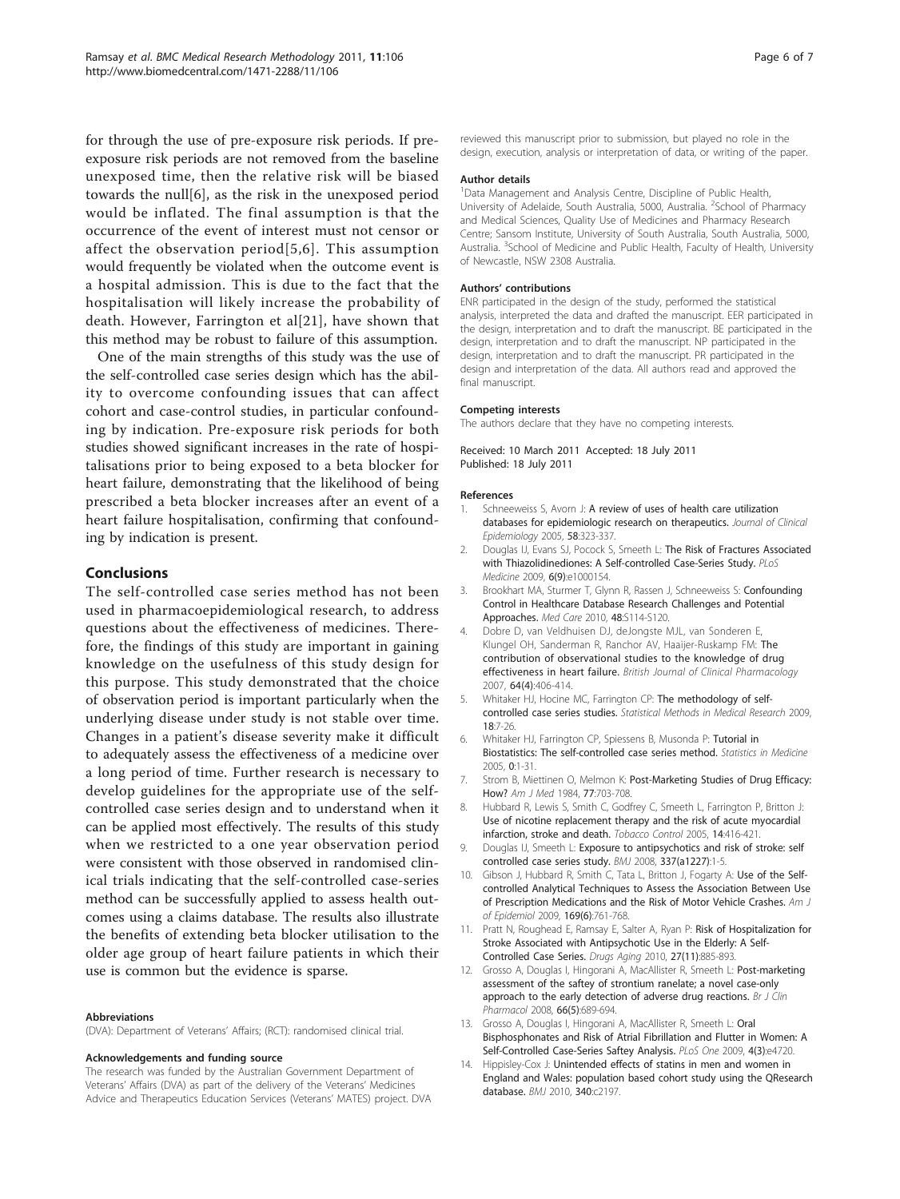for through the use of pre-exposure risk periods. If pre-exposure risk periods are not removed from the baseline unexposed time, then the relative risk will be biased towards the null[6], as the risk in the unexposed period would be inflated. The final assumption is that the occurrence of the event of interest must not censor or affect the observation period[5,6]. This assumption would frequently be violated when the outcome event is a hospital admission. This is due to the fact that the hospitalisation will likely increase the probability of death. However, Farrington et al[21], have shown that this method may be robust to failure of this assumption.

One of the main strengths of this study was the use of the self-controlled case series design which has the ability to overcome confounding issues that can affect cohort and case-control studies, in particular confounding by indication. Pre-exposure risk periods for both studies showed significant increases in the rate of hospitalisations prior to being exposed to a beta blocker for heart failure, demonstrating that the likelihood of being prescribed a beta blocker increases after an event of a heart failure hospitalisation, confirming that confounding by indication is present.

## Conclusions

The self-controlled case series method has not been used in pharmacoepidemiological research, to address questions about the effectiveness of medicines. Therefore, the findings of this study are important in gaining knowledge on the usefulness of this study design for this purpose. This study demonstrated that the choice of observation period is important particularly when the underlying disease under study is not stable over time. Changes in a patient's disease severity make it difficult to adequately assess the effectiveness of a medicine over a long period of time. Further research is necessary to develop guidelines for the appropriate use of the self-controlled case series design and to understand when it can be applied most effectively. The results of this study when we restricted to a one year observation period were consistent with those observed in randomised clinical trials indicating that the self-controlled case-series method can be successfully applied to assess health outcomes using a claims database. The results also illustrate the benefits of extending beta blocker utilisation to the older age group of heart failure patients in which their use is common but the evidence is sparse.

#### Abbreviations

(DVA): Department of Veterans' Affairs; (RCT): randomised clinical trial.

#### Acknowledgements and funding source

The research was funded by the Australian Government Department of Veterans' Affairs (DVA) as part of the delivery of the Veterans' Medicines Advice and Therapeutics Education Services (Veterans' MATES) project. DVA reviewed this manuscript prior to submission, but played no role in the design, execution, analysis or interpretation of data, or writing of the paper.

#### Author details

[1]Data Management and Analysis Centre, Discipline of Public Health, University of Adelaide, South Australia, 5000, Australia. [2]School of Pharmacy and Medical Sciences, Quality Use of Medicines and Pharmacy Research Centre; Sansom Institute, University of South Australia, South Australia, 5000, Australia. [3]School of Medicine and Public Health, Faculty of Health, University of Newcastle, NSW 2308 Australia.

#### Authors' contributions

ENR participated in the design of the study, performed the statistical analysis, interpreted the data and drafted the manuscript. EER participated in the design, interpretation and to draft the manuscript. BE participated in the design, interpretation and to draft the manuscript. NP participated in the design, interpretation and to draft the manuscript. PR participated in the design and interpretation of the data. All authors read and approved the final manuscript.

#### Competing interests

The authors declare that they have no competing interests.

Received: 10 March 2011 Accepted: 18 July 2011
Published: 18 July 2011

#### References

1. Schneeweiss S, Avorn J: **A review of uses of health care utilization databases for epidemiologic research on therapeutics.** *Journal of Clinical Epidemiology* 2005, **58**:323-337.
2. Douglas IJ, Evans SJ, Pocock S, Smeeth L: **The Risk of Fractures Associated with Thiazolidinediones: A Self-controlled Case-Series Study.** *PLoS Medicine* 2009, **6(9)**:e1000154.
3. Brookhart MA, Sturmer T, Glynn R, Rassen J, Schneeweiss S: **Confounding Control in Healthcare Database Research Challenges and Potential Approaches.** *Med Care* 2010, **48**:S114-S120.
4. Dobre D, van Veldhuisen DJ, deJongste MJL, van Sonderen E, Klungel OH, Sanderman R, Ranchor AV, Haaijer-Ruskamp FM: **The contribution of observational studies to the knowledge of drug effectiveness in heart failure.** *British Journal of Clinical Pharmacology* 2007, **64(4)**:406-414.
5. Whitaker HJ, Hocine MC, Farrington CP: **The methodology of self-controlled case series studies.** *Statistical Methods in Medical Research* 2009, **18**:7-26.
6. Whitaker HJ, Farrington CP, Spiessens B, Musonda P: **Tutorial in Biostatistics: The self-controlled case series method.** *Statistics in Medicine* 2005, **0**:1-31.
7. Strom B, Miettinen O, Melmon K: **Post-Marketing Studies of Drug Efficacy: How?** *Am J Med* 1984, **77**:703-708.
8. Hubbard R, Lewis S, Smith C, Godfrey C, Smeeth L, Farrington P, Britton J: **Use of nicotine replacement therapy and the risk of acute myocardial infarction, stroke and death.** *Tobacco Control* 2005, **14**:416-421.
9. Douglas IJ, Smeeth L: **Exposure to antipsychotics and risk of stroke: self controlled case series study.** *BMJ* 2008, **337(a1227)**:1-5.
10. Gibson J, Hubbard R, Smith C, Tata L, Britton J, Fogarty A: **Use of the Self-controlled Analytical Techniques to Assess the Association Between Use of Prescription Medications and the Risk of Motor Vehicle Crashes.** *Am J of Epidemiol* 2009, **169(6)**:761-768.
11. Pratt N, Roughead E, Ramsay E, Salter A, Ryan P: **Risk of Hospitalization for Stroke Associated with Antipsychotic Use in the Elderly: A Self-Controlled Case Series.** *Drugs Aging* 2010, **27(11)**:885-893.
12. Grosso A, Douglas I, Hingorani A, MacAllister R, Smeeth L: **Post-marketing assessment of the saftey of strontium ranelate; a novel case-only approach to the early detection of adverse drug reactions.** *Br J Clin Pharmacol* 2008, **66(5)**:689-694.
13. Grosso A, Douglas I, Hingorani A, MacAllister R, Smeeth L: **Oral Bisphosphonates and Risk of Atrial Fibrillation and Flutter in Women: A Self-Controlled Case-Series Saftey Analysis.** *PLoS One* 2009, **4(3)**:e4720.
14. Hippisley-Cox J: **Unintended effects of statins in men and women in England and Wales: population based cohort study using the QResearch database.** *BMJ* 2010, **340**:c2197.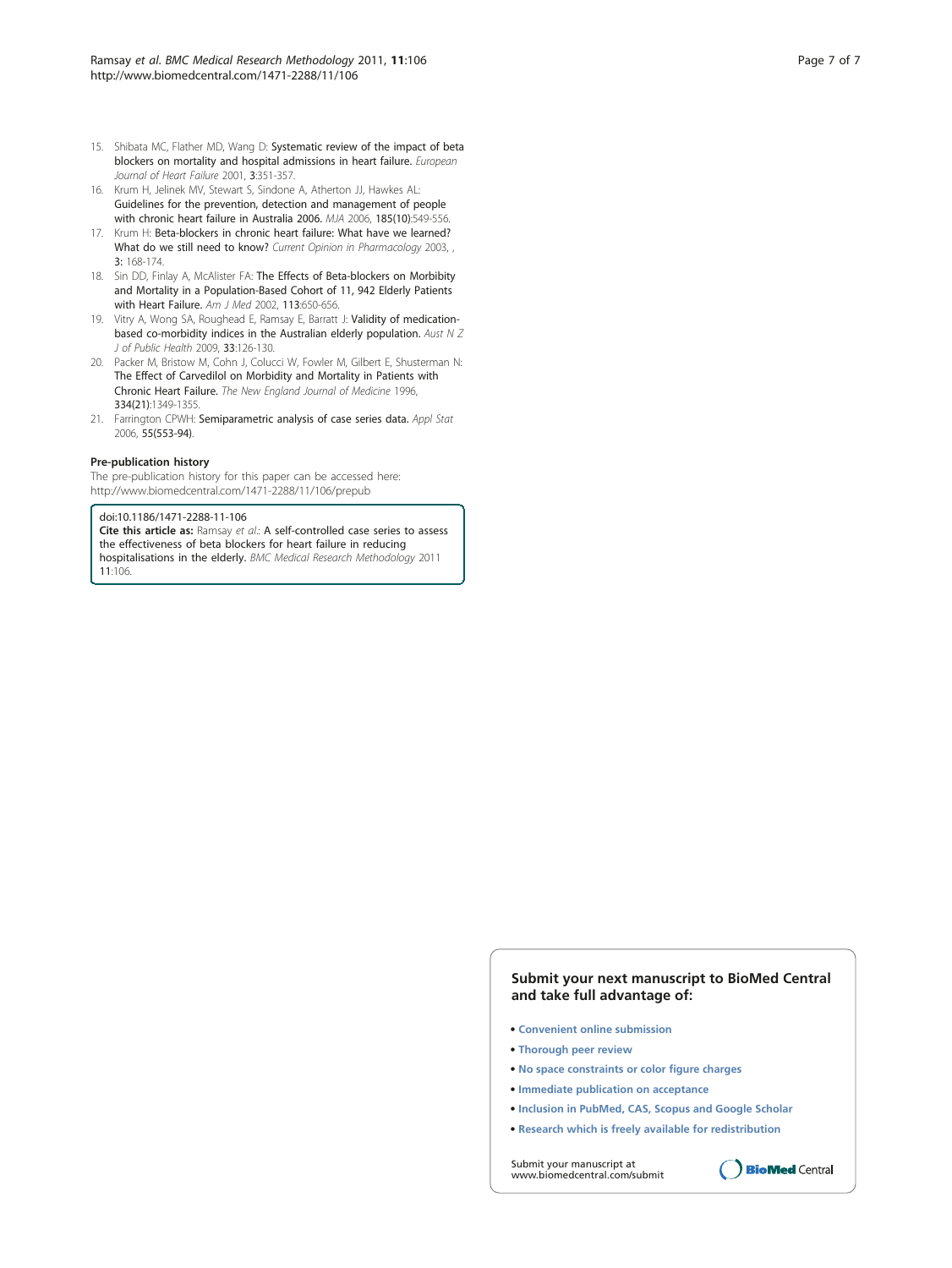15. Shibata MC, Flather MD, Wang D: **Systematic review of the impact of beta blockers on mortality and hospital admissions in heart failure.** *European Journal of Heart Failure* 2001, **3**:351-357.
16. Krum H, Jelinek MV, Stewart S, Sindone A, Atherton JJ, Hawkes AL: **Guidelines for the prevention, detection and management of people with chronic heart failure in Australia 2006.** *MJA* 2006, **185(10)**:549-556.
17. Krum H: **Beta-blockers in chronic heart failure: What have we learned? What do we still need to know?** *Current Opinion in Pharmacology* 2003, , **3**: 168-174.
18. Sin DD, Finlay A, McAlister FA: **The Effects of Beta-blockers on Morbibity and Mortality in a Population-Based Cohort of 11, 942 Elderly Patients with Heart Failure.** *Am J Med* 2002, **113**:650-656.
19. Vitry A, Wong SA, Roughead E, Ramsay E, Barratt J: **Validity of medication-based co-morbidity indices in the Australian elderly population.** *Aust N Z J of Public Health* 2009, **33**:126-130.
20. Packer M, Bristow M, Cohn J, Colucci W, Fowler M, Gilbert E, Shusterman N: **The Effect of Carvedilol on Morbidity and Mortality in Patients with Chronic Heart Failure.** *The New England Journal of Medicine* 1996, **334(21)**:1349-1355.
21. Farrington CPWH: **Semiparametric analysis of case series data.** *Appl Stat* 2006, **55(553-94)**.

**Pre-publication history**

The pre-publication history for this paper can be accessed here:
http://www.biomedcentral.com/1471-2288/11/106/prepub

doi:10.1186/1471-2288-11-106

**Cite this article as:** Ramsay *et al.*: A self-controlled case series to assess the effectiveness of beta blockers for heart failure in reducing hospitalisations in the elderly. *BMC Medical Research Methodology* 2011 **11**:106.

**Submit your next manuscript to BioMed Central and take full advantage of:**

- **Convenient online submission**
- **Thorough peer review**
- **No space constraints or color figure charges**
- **Immediate publication on acceptance**
- **Inclusion in PubMed, CAS, Scopus and Google Scholar**
- **Research which is freely available for redistribution**

Submit your manuscript at
www.biomedcentral.com/submit

BioMed Central